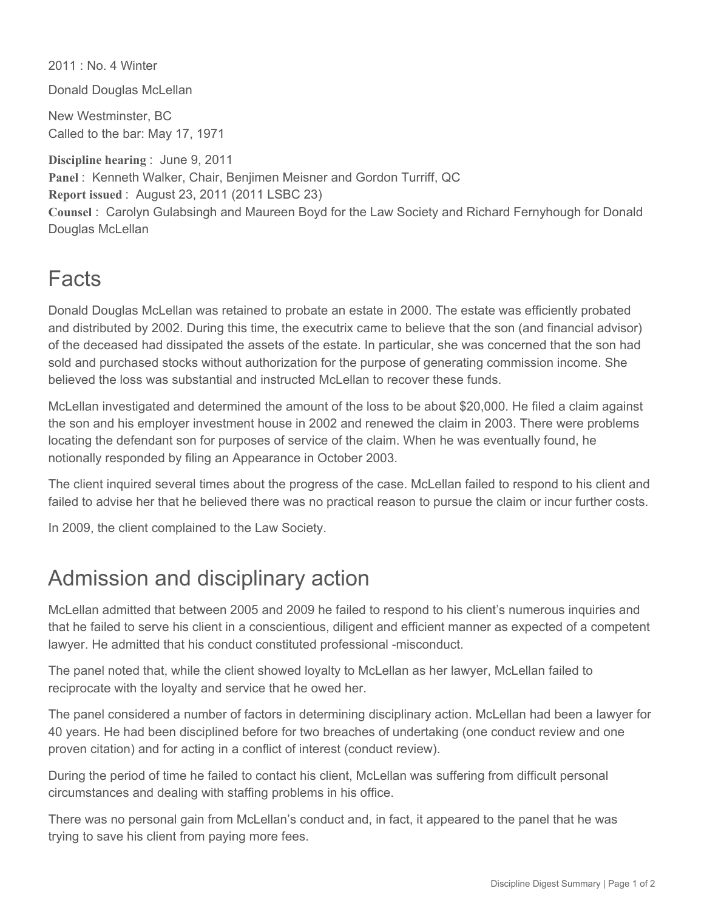2011 : No. 4 Winter

Donald Douglas McLellan

New Westminster, BC
Called to the bar: May 17, 1971

**Discipline hearing** : June 9, 2011
**Panel** : Kenneth Walker, Chair, Benjimen Meisner and Gordon Turriff, QC
**Report issued** : August 23, 2011 (2011 LSBC 23)
**Counsel** : Carolyn Gulabsingh and Maureen Boyd for the Law Society and Richard Fernyhough for Donald Douglas McLellan

# Facts

Donald Douglas McLellan was retained to probate an estate in 2000. The estate was efficiently probated and distributed by 2002. During this time, the executrix came to believe that the son (and financial advisor) of the deceased had dissipated the assets of the estate. In particular, she was concerned that the son had sold and purchased stocks without authorization for the purpose of generating commission income. She believed the loss was substantial and instructed McLellan to recover these funds.

McLellan investigated and determined the amount of the loss to be about $20,000. He filed a claim against the son and his employer investment house in 2002 and renewed the claim in 2003. There were problems locating the defendant son for purposes of service of the claim. When he was eventually found, he notionally responded by filing an Appearance in October 2003.

The client inquired several times about the progress of the case. McLellan failed to respond to his client and failed to advise her that he believed there was no practical reason to pursue the claim or incur further costs.

In 2009, the client complained to the Law Society.

# Admission and disciplinary action

McLellan admitted that between 2005 and 2009 he failed to respond to his client's numerous inquiries and that he failed to serve his client in a conscientious, diligent and efficient manner as expected of a competent lawyer. He admitted that his conduct constituted professional -misconduct.

The panel noted that, while the client showed loyalty to McLellan as her lawyer, McLellan failed to reciprocate with the loyalty and service that he owed her.

The panel considered a number of factors in determining disciplinary action. McLellan had been a lawyer for 40 years. He had been disciplined before for two breaches of undertaking (one conduct review and one proven citation) and for acting in a conflict of interest (conduct review).

During the period of time he failed to contact his client, McLellan was suffering from difficult personal circumstances and dealing with staffing problems in his office.

There was no personal gain from McLellan's conduct and, in fact, it appeared to the panel that he was trying to save his client from paying more fees.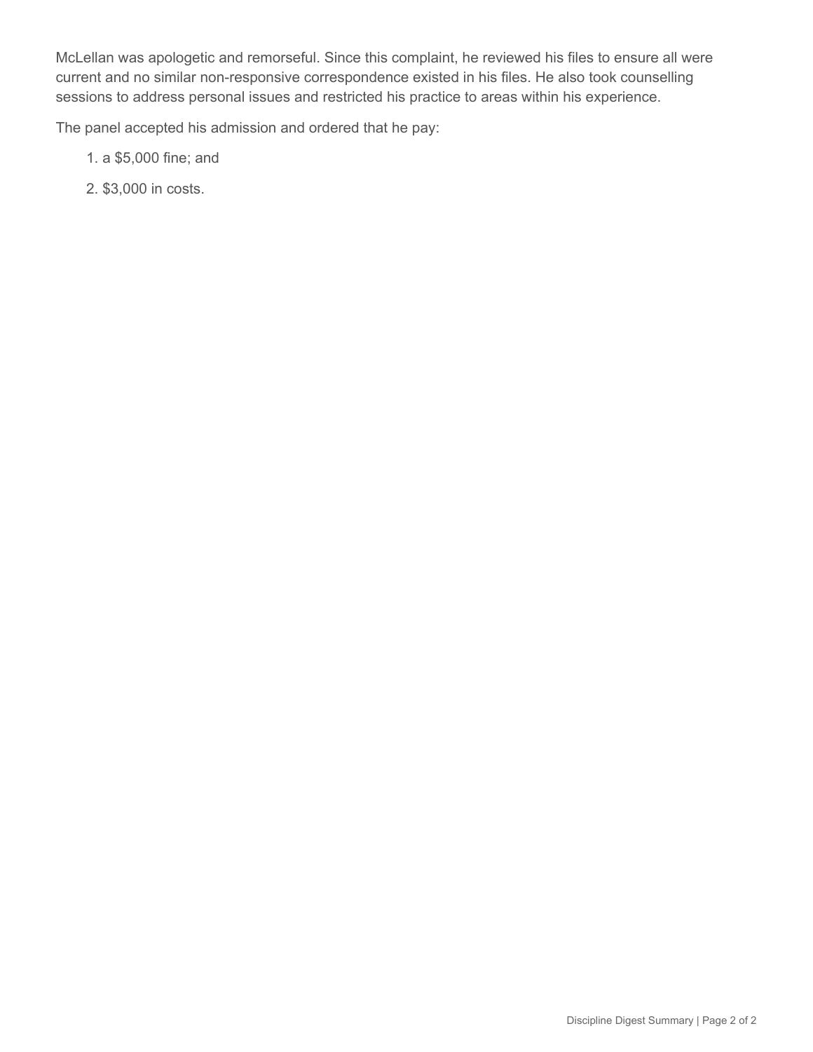McLellan was apologetic and remorseful. Since this complaint, he reviewed his files to ensure all were current and no similar non-responsive correspondence existed in his files. He also took counselling sessions to address personal issues and restricted his practice to areas within his experience.

The panel accepted his admission and ordered that he pay:

1. a $5,000 fine; and
2. $3,000 in costs.